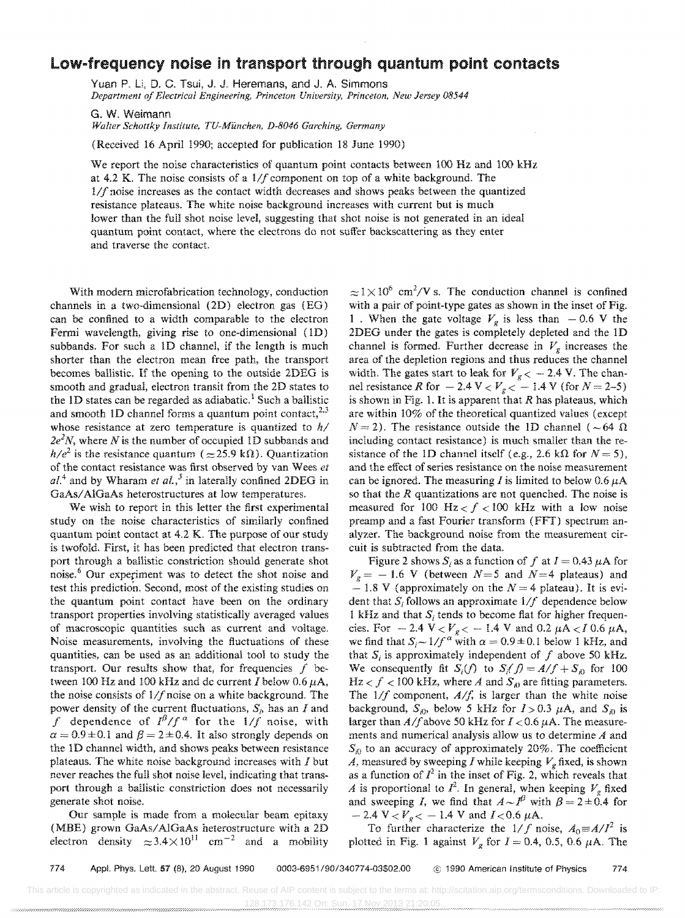# Low-frequency noise in transport through quantum point contacts

Yuan P. Li, D. C. Tsui, J. J. Heremans, and J. A. Simmons
*Department of Electrical Engineering, Princeton University, Princeton, New Jersey 08544*

G. W. Weimann
*Walter Schottky Institute, TU-München, D-8046 Garching, Germany*

(Received 16 April 1990; accepted for publication 18 June 1990)

We report the noise characteristics of quantum point contacts between 100 Hz and 100 kHz at 4.2 K. The noise consists of a $1/f$ component on top of a white background. The $1/f$ noise increases as the contact width decreases and shows peaks between the quantized resistance plateaus. The white noise background increases with current but is much lower than the full shot noise level, suggesting that shot noise is not generated in an ideal quantum point contact, where the electrons do not suffer backscattering as they enter and traverse the contact.

With modern microfabrication technology, conduction channels in a two-dimensional (2D) electron gas (EG) can be confined to a width comparable to the electron Fermi wavelength, giving rise to one-dimensional (1D) subbands. For such a 1D channel, if the length is much shorter than the electron mean free path, the transport becomes ballistic. If the opening to the outside 2DEG is smooth and gradual, electron transit from the 2D states to the 1D states can be regarded as adiabatic.[1] Such a ballistic and smooth 1D channel forms a quantum point contact,[2,3] whose resistance at zero temperature is quantized to $h/2e^2N$, where $N$ is the number of occupied 1D subbands and $h/e^2$ is the resistance quantum ($\simeq 25.9$ kΩ). Quantization of the contact resistance was first observed by van Wees *et al.*[4] and by Wharam *et al.*,[5] in laterally confined 2DEG in GaAs/AlGaAs heterostructures at low temperatures.

We wish to report in this letter the first experimental study on the noise characteristics of similarly confined quantum point contact at 4.2 K. The purpose of our study is twofold. First, it has been predicted that electron transport through a ballistic constriction should generate shot noise.[6] Our experiment was to detect the shot noise and test this prediction. Second, most of the existing studies on the quantum point contact have been on the ordinary transport properties involving statistically averaged values of macroscopic quantities such as current and voltage. Noise measurements, involving the fluctuations of these quantities, can be used as an additional tool to study the transport. Our results show that, for frequencies $f$ between 100 Hz and 100 kHz and dc current $I$ below 0.6 μA, the noise consists of $1/f$ noise on a white background. The power density of the current fluctuations, $S_i$, has an $I$ and $f$ dependence of $I^\beta/f^\alpha$ for the $1/f$ noise, with $\alpha = 0.9 \pm 0.1$ and $\beta = 2 \pm 0.4$. It also strongly depends on the 1D channel width, and shows peaks between resistance plateaus. The white noise background increases with $I$ but never reaches the full shot noise level, indicating that transport through a ballistic constriction does not necessarily generate shot noise.

Our sample is made from a molecular beam epitaxy (MBE) grown GaAs/AlGaAs heterostructure with a 2D electron density $\simeq 3.4 \times 10^{11}$ cm$^{-2}$ and a mobility $\simeq 1 \times 10^6$ cm$^2$/V s. The conduction channel is confined with a pair of point-type gates as shown in the inset of Fig. 1. When the gate voltage $V_g$ is less than $-0.6$ V the 2DEG under the gates is completely depleted and the 1D channel is formed. Further decrease in $V_g$ increases the area of the depletion regions and thus reduces the channel width. The gates start to leak for $V_g < -2.4$ V. The channel resistance $R$ for $-2.4\ \text{V} < V_g < -1.4$ V (for $N = 2$–5) is shown in Fig. 1. It is apparent that $R$ has plateaus, which are within 10% of the theoretical quantized values (except $N = 2$). The resistance outside the 1D channel ($\sim 64$ Ω including contact resistance) is much smaller than the resistance of the 1D channel itself (e.g., 2.6 kΩ for $N = 5$), and the effect of series resistance on the noise measurement can be ignored. The measuring $I$ is limited to below 0.6 μA so that the $R$ quantizations are not quenched. The noise is measured for 100 Hz $< f <$ 100 kHz with a low noise preamp and a fast Fourier transform (FFT) spectrum analyzer. The background noise from the measurement circuit is subtracted from the data.

Figure 2 shows $S_i$ as a function of $f$ at $I = 0.43$ μA for $V_g = -1.6$ V (between $N = 5$ and $N = 4$ plateaus) and $-1.8$ V (approximately on the $N = 4$ plateau). It is evident that $S_i$ follows an approximate $1/f$ dependence below 1 kHz and that $S_i$ tends to become flat for higher frequencies. For $-2.4\ \text{V} < V_g < -1.4$ V and 0.2 μA $< I$ 0.6 μA, we find that $S_i \sim 1/f^\alpha$ with $\alpha = 0.9 \pm 0.1$ below 1 kHz, and that $S_i$ is approximately independent of $f$ above 50 kHz. We consequently fit $S_i(f)$ to $S_i(f) = A/f + S_{i0}$ for 100 Hz $< f <$ 100 kHz, where $A$ and $S_{i0}$ are fitting parameters. The $1/f$ component, $A/f$, is larger than the white noise background, $S_{i0}$, below 5 kHz for $I > 0.3$ μA, and $S_{i0}$ is larger than $A/f$ above 50 kHz for $I < 0.6$ μA. The measurements and numerical analysis allow us to determine $A$ and $S_{i0}$ to an accuracy of approximately 20%. The coefficient $A$, measured by sweeping $I$ while keeping $V_g$ fixed, is shown as a function of $I^2$ in the inset of Fig. 2, which reveals that $A$ is proportional to $I^2$. In general, when keeping $V_g$ fixed and sweeping $I$, we find that $A \sim I^\beta$ with $\beta = 2 \pm 0.4$ for $-2.4\ \text{V} < V_g < -1.4$ V and $I < 0.6$ μA.

To further characterize the $1/f$ noise, $A_0 \equiv A/I^2$ is plotted in Fig. 1 against $V_g$ for $I = 0.4$, 0.5, 0.6 μA. The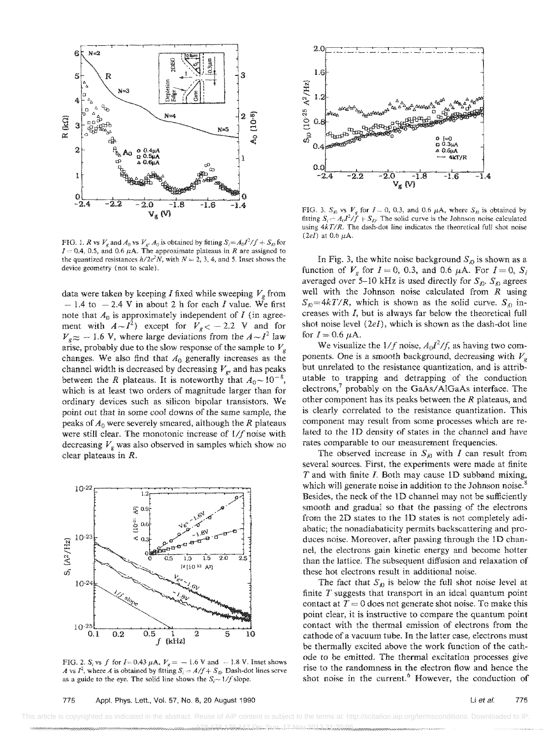FIG. 1. $R$ vs $V_g$ and $A_0$ vs $V_g$. $A_0$ is obtained by fitting $S_i = A_0 I^2/f + S_{i0}$ for $I = 0.4$, 0.5, and 0.6 $\mu$A. The approximate plateaus in $R$ are assigned to the quantized resistances $h/2e^2N$, with $N = 2$, 3, 4, and 5. Inset shows the device geometry (not to scale).

data were taken by keeping $I$ fixed while sweeping $V_g$ from $-1.4$ to $-2.4$ V in about 2 h for each $I$ value. We first note that $A_0$ is approximately independent of $I$ (in agreement with $A \sim I^2$) except for $V_g < -2.2$ V and for $V_g \approx -1.6$ V, where large deviations from the $A \sim I^2$ law arise, probably due to the slow response of the sample to $V_g$ changes. We also find that $A_0$ generally increases as the channel width is decreased by decreasing $V_g$, and has peaks between the $R$ plateaus. It is noteworthy that $A_0 \sim 10^{-8}$, which is at least two orders of magnitude larger than for ordinary devices such as silicon bipolar transistors. We point out that in some cool downs of the same sample, the peaks of $A_0$ were severely smeared, although the $R$ plateaus were still clear. The monotonic increase of $1/f$ noise with decreasing $V_g$ was also observed in samples which show no clear plateaus in $R$.

FIG. 2. $S_i$ vs $f$ for $I = 0.43$ $\mu$A, $V_g = -1.6$ V and $-1.8$ V. Inset shows $A$ vs $I^2$, where $A$ is obtained by fitting $S_i = A/f + S_{i0}$. Dash-dot lines serve as a guide to the eye. The solid line shows the $S_i \sim 1/f$ slope.

FIG. 3. $S_{i0}$ vs $V_g$ for $I = 0$, 0.3, and 0.6 $\mu$A, where $S_{i0}$ is obtained by fitting $S_i = A_0 I^2/f + S_{i0}$. The solid curve is the Johnson noise calculated using $4kT/R$. The dash-dot line indicates the theoretical full shot noise $(2eI)$ at 0.6 $\mu$A.

In Fig. 3, the white noise background $S_{i0}$ is shown as a function of $V_g$ for $I = 0$, 0.3, and 0.6 $\mu$A. For $I = 0$, $S_i$ averaged over 5–10 kHz is used directly for $S_{i0}$. $S_{i0}$ agrees well with the Johnson noise calculated from $R$ using $S_{i0} = 4kT/R$, which is shown as the solid curve. $S_{i0}$ increases with $I$, but is always far below the theoretical full shot noise level $(2eI)$, which is shown as the dash-dot line for $I = 0.6$ $\mu$A.

We visualize the $1/f$ noise, $A_0 I^2/f$, as having two components. One is a smooth background, decreasing with $V_g$ but unrelated to the resistance quantization, and is attributable to trapping and detrapping of the conduction electrons,[7] probably on the GaAs/AlGaAs interface. The other component has its peaks between the $R$ plateaus, and is clearly correlated to the resistance quantization. This component may result from some processes which are related to the 1D density of states in the channel and have rates comparable to our measurement frequencies.

The observed increase in $S_{i0}$ with $I$ can result from several sources. First, the experiments were made at finite $T$ and with finite $I$. Both may cause 1D subband mixing, which will generate noise in addition to the Johnson noise.[8] Besides, the neck of the 1D channel may not be sufficiently smooth and gradual so that the passing of the electrons from the 2D states to the 1D states is not completely adiabatic; the nonadiabaticity permits backscattering and produces noise. Moreover, after passing through the 1D channel, the electrons gain kinetic energy and become hotter than the lattice. The subsequent diffusion and relaxation of these hot electrons result in additional noise.

The fact that $S_{i0}$ is below the full shot noise level at finite $T$ suggests that transport in an ideal quantum point contact at $T = 0$ does not generate shot noise. To make this point clear, it is instructive to compare the quantum point contact with the thermal emission of electrons from the cathode of a vacuum tube. In the latter case, electrons must be thermally excited above the work function of the cathode to be emitted. The thermal excitation processes give rise to the randomness in the electron flow and hence the shot noise in the current.[6] However, the conduction of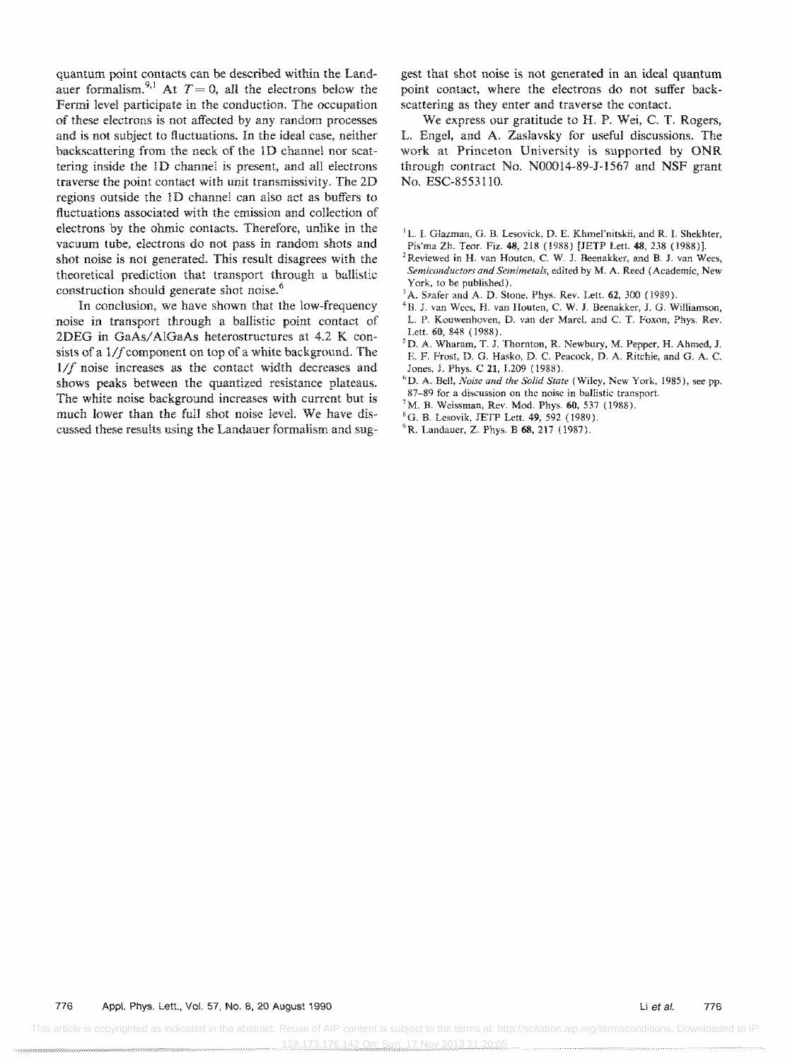quantum point contacts can be described within the Landauer formalism.[9,1] At $T = 0$, all the electrons below the Fermi level participate in the conduction. The occupation of these electrons is not affected by any random processes and is not subject to fluctuations. In the ideal case, neither backscattering from the neck of the 1D channel nor scattering inside the 1D channel is present, and all electrons traverse the point contact with unit transmissivity. The 2D regions outside the 1D channel can also act as buffers to fluctuations associated with the emission and collection of electrons by the ohmic contacts. Therefore, unlike in the vacuum tube, electrons do not pass in random shots and shot noise is not generated. This result disagrees with the theoretical prediction that transport through a ballistic construction should generate shot noise.[6]

In conclusion, we have shown that the low-frequency noise in transport through a ballistic point contact of 2DEG in GaAs/AlGaAs heterostructures at 4.2 K consists of a $1/f$ component on top of a white background. The $1/f$ noise increases as the contact width decreases and shows peaks between the quantized resistance plateaus. The white noise background increases with current but is much lower than the full shot noise level. We have discussed these results using the Landauer formalism and suggest that shot noise is not generated in an ideal quantum point contact, where the electrons do not suffer backscattering as they enter and traverse the contact.

We express our gratitude to H. P. Wei, C. T. Rogers, L. Engel, and A. Zaslavsky for useful discussions. The work at Princeton University is supported by ONR through contract No. N00014-89-J-1567 and NSF grant No. ESC-8553110.

[1] L. I. Glazman, G. B. Lesovick, D. E. Khmel'nitskii, and R. I. Shekhter, Pis'ma Zh. Teor. Fiz. **48**, 218 (1988) [JETP Lett. **48**, 238 (1988)].

[2] Reviewed in H. van Houten, C. W. J. Beenakker, and B. J. van Wees, *Semiconductors and Semimetals*, edited by M. A. Reed (Academic, New York, to be published).

[3] A. Szafer and A. D. Stone, Phys. Rev. Lett. **62**, 300 (1989).

[4] B. J. van Wees, H. van Houten, C. W. J. Beenakker, J. G. Williamson, L. P. Kouwenhoven, D. van der Marel, and C. T. Foxon, Phys. Rev. Lett. **60**, 848 (1988).

[5] D. A. Wharam, T. J. Thornton, R. Newbury, M. Pepper, H. Ahmed, J. E. F. Frost, D. G. Hasko, D. C. Peacock, D. A. Ritchie, and G. A. C. Jones, J. Phys. C **21**, L209 (1988).

[6] D. A. Bell, *Noise and the Solid State* (Wiley, New York, 1985), see pp. 87–89 for a discussion on the noise in ballistic transport.

[7] M. B. Weissman, Rev. Mod. Phys. **60**, 537 (1988).

[8] G. B. Lesovik, JETP Lett. **49**, 592 (1989).

[9] R. Landauer, Z. Phys. B **68**, 217 (1987).